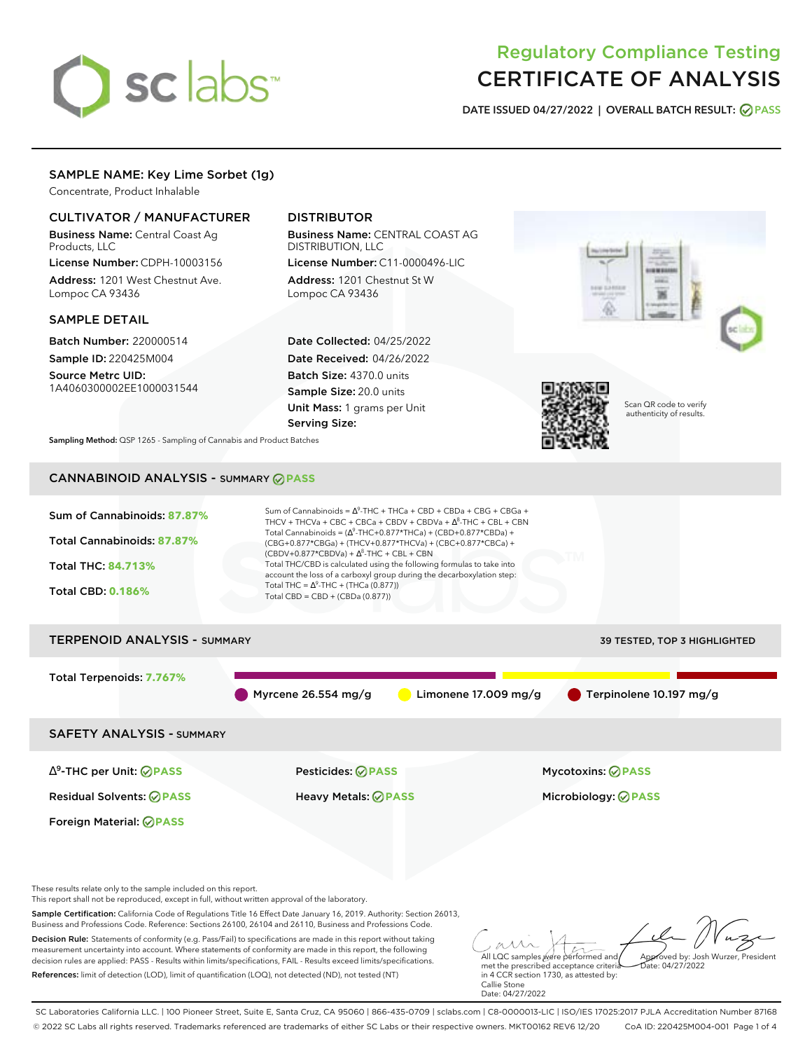# Regulatory Compliance Testing
# CERTIFICATE OF ANALYSIS

**DATE ISSUED 04/27/2022 | OVERALL BATCH RESULT: PASS**

## SAMPLE NAME: Key Lime Sorbet (1g)

Concentrate, Product Inhalable

### CULTIVATOR / MANUFACTURER

**Business Name:** Central Coast Ag Products, LLC

**License Number:** CDPH-10003156

**Address:** 1201 West Chestnut Ave. Lompoc CA 93436

### DISTRIBUTOR

**Business Name:** CENTRAL COAST AG DISTRIBUTION, LLC

**License Number:** C11-0000496-LIC

**Address:** 1201 Chestnut St W Lompoc CA 93436

### SAMPLE DETAIL

**Batch Number:** 220000514

**Sample ID:** 220425M004

**Source Metrc UID:** 1A4060300002EE1000031544

**Date Collected:** 04/25/2022

**Date Received:** 04/26/2022

**Batch Size:** 4370.0 units

**Sample Size:** 20.0 units

**Unit Mass:** 1 grams per Unit

**Serving Size:**

Scan QR code to verify authenticity of results.

**Sampling Method:** QSP 1265 - Sampling of Cannabis and Product Batches

## CANNABINOID ANALYSIS - SUMMARY PASS

**Sum of Cannabinoids:** 87.87%

**Total Cannabinoids:** 87.87%

**Total THC:** 84.713%

**Total CBD:** 0.186%

Sum of Cannabinoids = $\Delta^9$-THC + THCa + CBD + CBDa + CBG + CBGa + THCV + THCVa + CBC + CBCa + CBDV + CBDVa + $\Delta^8$-THC + CBL + CBN

Total Cannabinoids = ($\Delta^9$-THC+0.877*THCa) + (CBD+0.877*CBDa) + (CBG+0.877*CBGa) + (THCV+0.877*THCVa) + (CBC+0.877*CBCa) + (CBDV+0.877*CBDVa) + $\Delta^8$-THC + CBL + CBN

Total THC/CBD is calculated using the following formulas to take into account the loss of a carboxyl group during the decarboxylation step:

Total THC = $\Delta^9$-THC + (THCa (0.877))

Total CBD = CBD + (CBDa (0.877))

## TERPENOID ANALYSIS - SUMMARY

39 TESTED, TOP 3 HIGHLIGHTED

**Total Terpenoids:** 7.767%

Myrcene 26.554 mg/g | Limonene 17.009 mg/g | Terpinolene 10.197 mg/g

## SAFETY ANALYSIS - SUMMARY

| | | |
|---|---|---|
| $\Delta^9$-THC per Unit: PASS | Pesticides: PASS | Mycotoxins: PASS |
| Residual Solvents: PASS | Heavy Metals: PASS | Microbiology: PASS |
| Foreign Material: PASS | | |

These results relate only to the sample included on this report.
This report shall not be reproduced, except in full, without written approval of the laboratory.

**Sample Certification:** California Code of Regulations Title 16 Effect Date January 16, 2019. Authority: Section 26013, Business and Professions Code. Reference: Sections 26100, 26104 and 26110, Business and Professions Code.

**Decision Rule:** Statements of conformity (e.g. Pass/Fail) to specifications are made in this report without taking measurement uncertainty into account. Where statements of conformity are made in this report, the following decision rules are applied: PASS - Results within limits/specifications, FAIL - Results exceed limits/specifications.

**References:** limit of detection (LOD), limit of quantification (LOQ), not detected (ND), not tested (NT)

All LQC samples were performed and met the prescribed acceptance criteria in 4 CCR section 1730, as attested by: Callie Stone Date: 04/27/2022

Approved by: Josh Wurzer, President Date: 04/27/2022

SC Laboratories California LLC. | 100 Pioneer Street, Suite E, Santa Cruz, CA 95060 | 866-435-0709 | sclabs.com | C8-0000013-LIC | ISO/IES 17025:2017 PJLA Accreditation Number 87168
© 2022 SC Labs all rights reserved. Trademarks referenced are trademarks of either SC Labs or their respective owners. MKT00162 REV6 12/20 CoA ID: 220425M004-001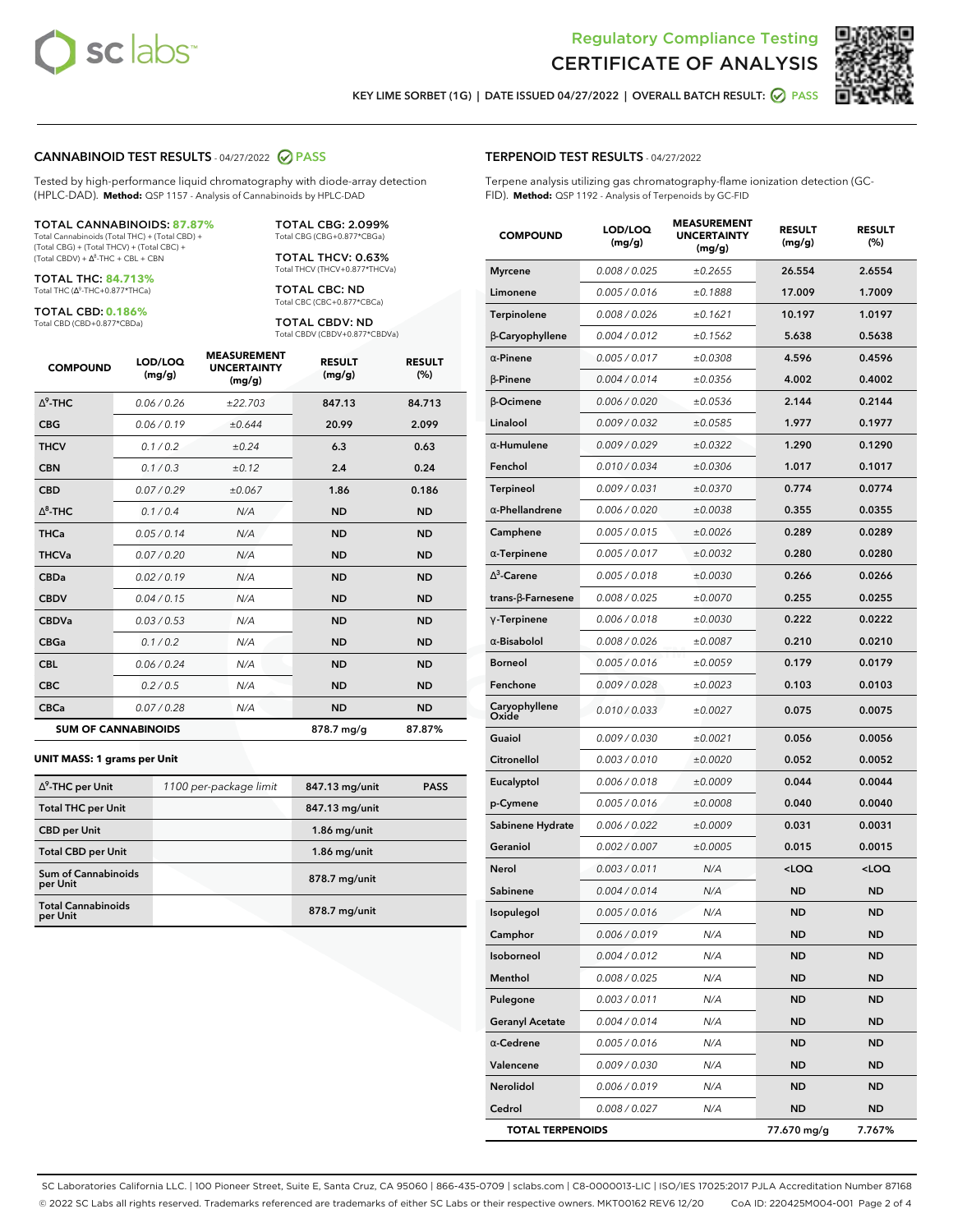# Regulatory Compliance Testing
# CERTIFICATE OF ANALYSIS

KEY LIME SORBET (1G) | DATE ISSUED 04/27/2022 | OVERALL BATCH RESULT: PASS

## CANNABINOID TEST RESULTS - 04/27/2022 PASS

Tested by high-performance liquid chromatography with diode-array detection (HPLC-DAD). **Method:** QSP 1157 - Analysis of Cannabinoids by HPLC-DAD

**TOTAL CANNABINOIDS: 87.87%**
Total Cannabinoids (Total THC) + (Total CBD) + (Total CBG) + (Total THCV) + (Total CBC) + (Total CBDV) + Δ⁸-THC + CBL + CBN

**TOTAL THC: 84.713%**
Total THC (Δ⁹-THC+0.877*THCa)

**TOTAL CBD: 0.186%**
Total CBD (CBD+0.877*CBDa)

**TOTAL CBG: 2.099%**
Total CBG (CBG+0.877*CBGa)

**TOTAL THCV: 0.63%**
Total THCV (THCV+0.877*THCVa)

**TOTAL CBC: ND**
Total CBC (CBC+0.877*CBCa)

**TOTAL CBDV: ND**
Total CBDV (CBDV+0.877*CBDVa)

| COMPOUND | LOD/LOQ (mg/g) | MEASUREMENT UNCERTAINTY (mg/g) | RESULT (mg/g) | RESULT (%) |
|---|---|---|---|---|
| Δ⁹-THC | 0.06 / 0.26 | ±22.703 | 847.13 | 84.713 |
| CBG | 0.06 / 0.19 | ±0.644 | 20.99 | 2.099 |
| THCV | 0.1 / 0.2 | ±0.24 | 6.3 | 0.63 |
| CBN | 0.1 / 0.3 | ±0.12 | 2.4 | 0.24 |
| CBD | 0.07 / 0.29 | ±0.067 | 1.86 | 0.186 |
| Δ⁸-THC | 0.1 / 0.4 | N/A | ND | ND |
| THCa | 0.05 / 0.14 | N/A | ND | ND |
| THCVa | 0.07 / 0.20 | N/A | ND | ND |
| CBDa | 0.02 / 0.19 | N/A | ND | ND |
| CBDV | 0.04 / 0.15 | N/A | ND | ND |
| CBDVa | 0.03 / 0.53 | N/A | ND | ND |
| CBGa | 0.1 / 0.2 | N/A | ND | ND |
| CBL | 0.06 / 0.24 | N/A | ND | ND |
| CBC | 0.2 / 0.5 | N/A | ND | ND |
| CBCa | 0.07 / 0.28 | N/A | ND | ND |
| **SUM OF CANNABINOIDS** | | | 878.7 mg/g | 87.87% |

**UNIT MASS: 1 grams per Unit**

| | | | |
|---|---|---|---|
| Δ⁹-THC per Unit | 1100 per-package limit | 847.13 mg/unit | PASS |
| Total THC per Unit | | 847.13 mg/unit | |
| CBD per Unit | | 1.86 mg/unit | |
| Total CBD per Unit | | 1.86 mg/unit | |
| Sum of Cannabinoids per Unit | | 878.7 mg/unit | |
| Total Cannabinoids per Unit | | 878.7 mg/unit | |

## TERPENOID TEST RESULTS - 04/27/2022

Terpene analysis utilizing gas chromatography-flame ionization detection (GC-FID). **Method:** QSP 1192 - Analysis of Terpenoids by GC-FID

| COMPOUND | LOD/LOQ (mg/g) | MEASUREMENT UNCERTAINTY (mg/g) | RESULT (mg/g) | RESULT (%) |
|---|---|---|---|---|
| Myrcene | 0.008 / 0.025 | ±0.2655 | 26.554 | 2.6554 |
| Limonene | 0.005 / 0.016 | ±0.1888 | 17.009 | 1.7009 |
| Terpinolene | 0.008 / 0.026 | ±0.1621 | 10.197 | 1.0197 |
| β-Caryophyllene | 0.004 / 0.012 | ±0.1562 | 5.638 | 0.5638 |
| α-Pinene | 0.005 / 0.017 | ±0.0308 | 4.596 | 0.4596 |
| β-Pinene | 0.004 / 0.014 | ±0.0356 | 4.002 | 0.4002 |
| β-Ocimene | 0.006 / 0.020 | ±0.0536 | 2.144 | 0.2144 |
| Linalool | 0.009 / 0.032 | ±0.0585 | 1.977 | 0.1977 |
| α-Humulene | 0.009 / 0.029 | ±0.0322 | 1.290 | 0.1290 |
| Fenchol | 0.010 / 0.034 | ±0.0306 | 1.017 | 0.1017 |
| Terpineol | 0.009 / 0.031 | ±0.0370 | 0.774 | 0.0774 |
| α-Phellandrene | 0.006 / 0.020 | ±0.0038 | 0.355 | 0.0355 |
| Camphene | 0.005 / 0.015 | ±0.0026 | 0.289 | 0.0289 |
| α-Terpinene | 0.005 / 0.017 | ±0.0032 | 0.280 | 0.0280 |
| Δ³-Carene | 0.005 / 0.018 | ±0.0030 | 0.266 | 0.0266 |
| trans-β-Farnesene | 0.008 / 0.025 | ±0.0070 | 0.255 | 0.0255 |
| γ-Terpinene | 0.006 / 0.018 | ±0.0030 | 0.222 | 0.0222 |
| α-Bisabolol | 0.008 / 0.026 | ±0.0087 | 0.210 | 0.0210 |
| Borneol | 0.005 / 0.016 | ±0.0059 | 0.179 | 0.0179 |
| Fenchone | 0.009 / 0.028 | ±0.0023 | 0.103 | 0.0103 |
| Caryophyllene Oxide | 0.010 / 0.033 | ±0.0027 | 0.075 | 0.0075 |
| Guaiol | 0.009 / 0.030 | ±0.0021 | 0.056 | 0.0056 |
| Citronellol | 0.003 / 0.010 | ±0.0020 | 0.052 | 0.0052 |
| Eucalyptol | 0.006 / 0.018 | ±0.0009 | 0.044 | 0.0044 |
| p-Cymene | 0.005 / 0.016 | ±0.0008 | 0.040 | 0.0040 |
| Sabinene Hydrate | 0.006 / 0.022 | ±0.0009 | 0.031 | 0.0031 |
| Geraniol | 0.002 / 0.007 | ±0.0005 | 0.015 | 0.0015 |
| Nerol | 0.003 / 0.011 | N/A | <LOQ | <LOQ |
| Sabinene | 0.004 / 0.014 | N/A | ND | ND |
| Isopulegol | 0.005 / 0.016 | N/A | ND | ND |
| Camphor | 0.006 / 0.019 | N/A | ND | ND |
| Isoborneol | 0.004 / 0.012 | N/A | ND | ND |
| Menthol | 0.008 / 0.025 | N/A | ND | ND |
| Pulegone | 0.003 / 0.011 | N/A | ND | ND |
| Geranyl Acetate | 0.004 / 0.014 | N/A | ND | ND |
| α-Cedrene | 0.005 / 0.016 | N/A | ND | ND |
| Valencene | 0.009 / 0.030 | N/A | ND | ND |
| Nerolidol | 0.006 / 0.019 | N/A | ND | ND |
| Cedrol | 0.008 / 0.027 | N/A | ND | ND |
| **TOTAL TERPENOIDS** | | | 77.670 mg/g | 7.767% |

SC Laboratories California LLC. | 100 Pioneer Street, Suite E, Santa Cruz, CA 95060 | 866-435-0709 | sclabs.com | C8-0000013-LIC | ISO/IES 17025:2017 PJLA Accreditation Number 87168
© 2022 SC Labs all rights reserved. Trademarks referenced are trademarks of either SC Labs or their respective owners. MKT00162 REV6 12/20 CoA ID: 220425M004-001